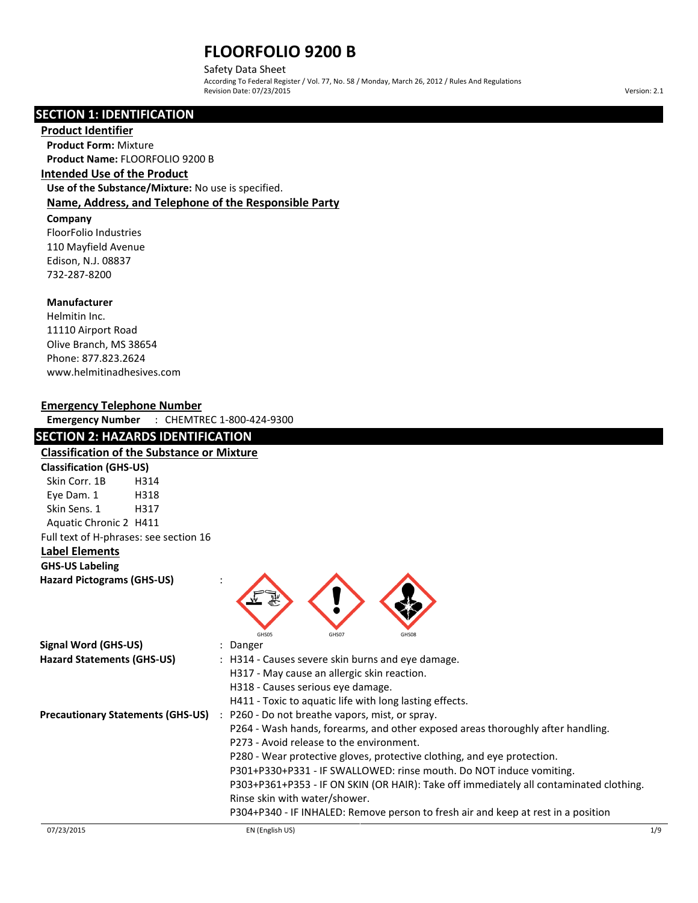# FLOORFOLIO 9200 B

Safety Data Sheet

According To Federal Register / Vol. 77, No. 58 / Monday, March 26, 2012 / Rules And Regulations

Revision Date: 07/23/2015

Version: 2.1

## SECTION 1: IDENTIFICATION

### Product Identifier

**Product Form:** Mixture

**Product Name:** FLOORFOLIO 9200 B

### Intended Use of the Product

**Use of the Substance/Mixture:** No use is specified.

### Name, Address, and Telephone of the Responsible Party

**Company**

FloorFolio Industries
110 Mayfield Avenue
Edison, N.J. 08837
732-287-8200

**Manufacturer**

Helmitin Inc.
11110 Airport Road
Olive Branch, MS 38654
Phone: 877.823.2624
www.helmitinadhesives.com

### Emergency Telephone Number

**Emergency Number** : CHEMTREC 1-800-424-9300

## SECTION 2: HAZARDS IDENTIFICATION

### Classification of the Substance or Mixture

**Classification (GHS-US)**

| | |
|---|---|
| Skin Corr. 1B | H314 |
| Eye Dam. 1 | H318 |
| Skin Sens. 1 | H317 |
| Aquatic Chronic 2 | H411 |

Full text of H-phrases: see section 16

### Label Elements

**GHS-US Labeling**

**Hazard Pictograms (GHS-US)** : GHS05 GHS07 GHS08

**Signal Word (GHS-US)** : Danger

**Hazard Statements (GHS-US)** : H314 - Causes severe skin burns and eye damage.
H317 - May cause an allergic skin reaction.
H318 - Causes serious eye damage.
H411 - Toxic to aquatic life with long lasting effects.

**Precautionary Statements (GHS-US)** : P260 - Do not breathe vapors, mist, or spray.
P264 - Wash hands, forearms, and other exposed areas thoroughly after handling.
P273 - Avoid release to the environment.
P280 - Wear protective gloves, protective clothing, and eye protection.
P301+P330+P331 - IF SWALLOWED: rinse mouth. Do NOT induce vomiting.
P303+P361+P353 - IF ON SKIN (OR HAIR): Take off immediately all contaminated clothing. Rinse skin with water/shower.
P304+P340 - IF INHALED: Remove person to fresh air and keep at rest in a position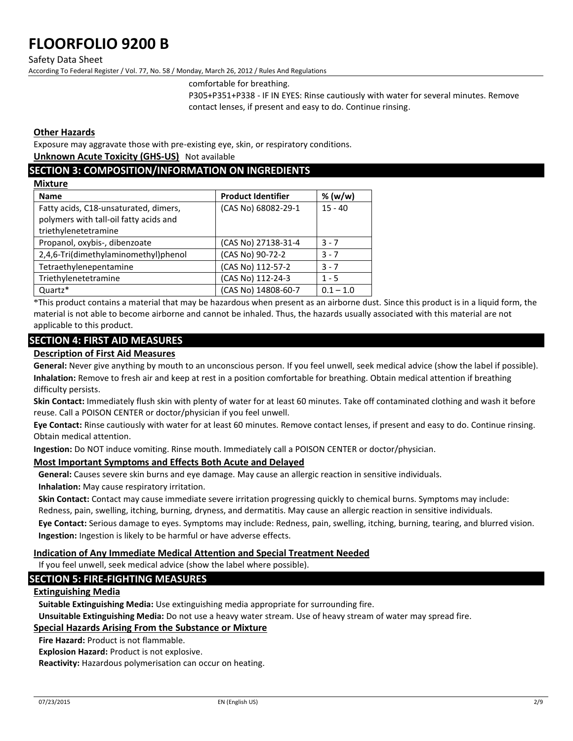comfortable for breathing.

P305+P351+P338 - IF IN EYES: Rinse cautiously with water for several minutes. Remove contact lenses, if present and easy to do. Continue rinsing.

**Other Hazards**

Exposure may aggravate those with pre-existing eye, skin, or respiratory conditions.

**Unknown Acute Toxicity (GHS-US)** Not available

## SECTION 3: COMPOSITION/INFORMATION ON INGREDIENTS

**Mixture**

| Name | Product Identifier | % (w/w) |
|---|---|---|
| Fatty acids, C18-unsaturated, dimers, polymers with tall-oil fatty acids and triethylenetetramine | (CAS No) 68082-29-1 | 15 - 40 |
| Propanol, oxybis-, dibenzoate | (CAS No) 27138-31-4 | 3 - 7 |
| 2,4,6-Tri(dimethylaminomethyl)phenol | (CAS No) 90-72-2 | 3 - 7 |
| Tetraethylenepentamine | (CAS No) 112-57-2 | 3 - 7 |
| Triethylenetetramine | (CAS No) 112-24-3 | 1 - 5 |
| Quartz* | (CAS No) 14808-60-7 | 0.1 – 1.0 |

*This product contains a material that may be hazardous when present as an airborne dust. Since this product is in a liquid form, the material is not able to become airborne and cannot be inhaled. Thus, the hazards usually associated with this material are not applicable to this product.

## SECTION 4: FIRST AID MEASURES

**Description of First Aid Measures**

**General:** Never give anything by mouth to an unconscious person. If you feel unwell, seek medical advice (show the label if possible).

**Inhalation:** Remove to fresh air and keep at rest in a position comfortable for breathing. Obtain medical attention if breathing difficulty persists.

**Skin Contact:** Immediately flush skin with plenty of water for at least 60 minutes. Take off contaminated clothing and wash it before reuse. Call a POISON CENTER or doctor/physician if you feel unwell.

**Eye Contact:** Rinse cautiously with water for at least 60 minutes. Remove contact lenses, if present and easy to do. Continue rinsing. Obtain medical attention.

**Ingestion:** Do NOT induce vomiting. Rinse mouth. Immediately call a POISON CENTER or doctor/physician.

**Most Important Symptoms and Effects Both Acute and Delayed**

**General:** Causes severe skin burns and eye damage. May cause an allergic reaction in sensitive individuals.

**Inhalation:** May cause respiratory irritation.

**Skin Contact:** Contact may cause immediate severe irritation progressing quickly to chemical burns. Symptoms may include: Redness, pain, swelling, itching, burning, dryness, and dermatitis. May cause an allergic reaction in sensitive individuals.

**Eye Contact:** Serious damage to eyes. Symptoms may include: Redness, pain, swelling, itching, burning, tearing, and blurred vision.

**Ingestion:** Ingestion is likely to be harmful or have adverse effects.

**Indication of Any Immediate Medical Attention and Special Treatment Needed**

If you feel unwell, seek medical advice (show the label where possible).

## SECTION 5: FIRE-FIGHTING MEASURES

**Extinguishing Media**

**Suitable Extinguishing Media:** Use extinguishing media appropriate for surrounding fire.

**Unsuitable Extinguishing Media:** Do not use a heavy water stream. Use of heavy stream of water may spread fire.

**Special Hazards Arising From the Substance or Mixture**

**Fire Hazard:** Product is not flammable.

**Explosion Hazard:** Product is not explosive.

**Reactivity:** Hazardous polymerisation can occur on heating.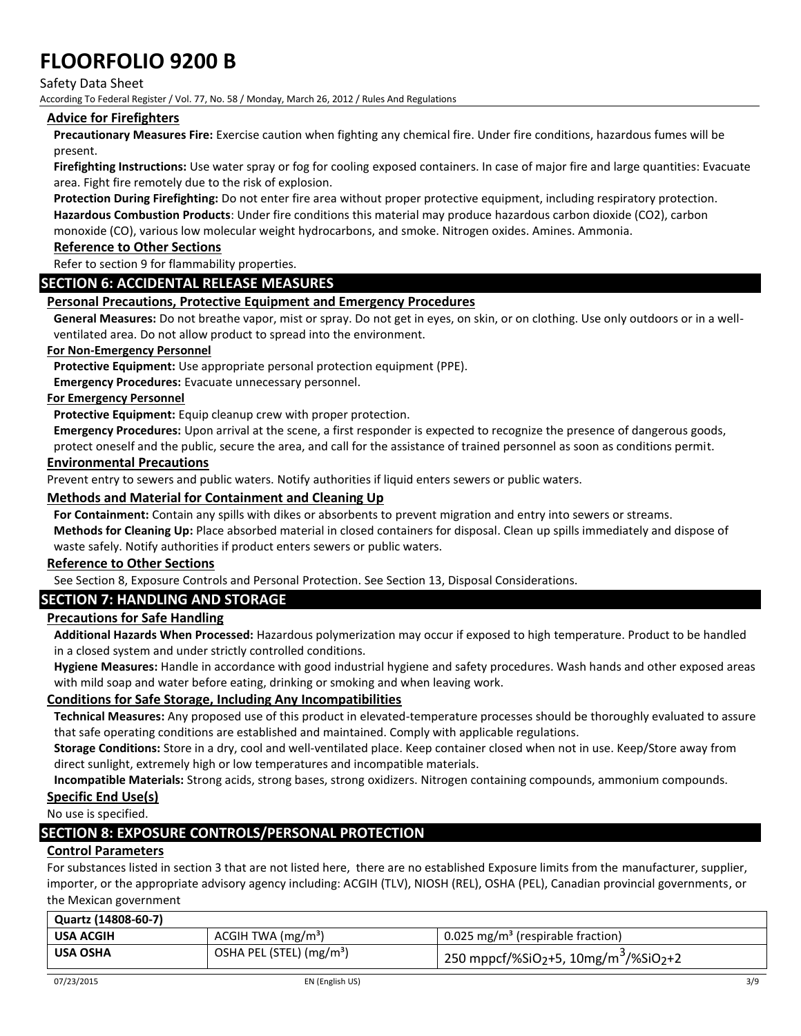### Advice for Firefighters

**Precautionary Measures Fire:** Exercise caution when fighting any chemical fire. Under fire conditions, hazardous fumes will be present.

**Firefighting Instructions:** Use water spray or fog for cooling exposed containers. In case of major fire and large quantities: Evacuate area. Fight fire remotely due to the risk of explosion.

**Protection During Firefighting:** Do not enter fire area without proper protective equipment, including respiratory protection.

**Hazardous Combustion Products**: Under fire conditions this material may produce hazardous carbon dioxide ($CO_2$), carbon monoxide (CO), various low molecular weight hydrocarbons, and smoke. Nitrogen oxides. Amines. Ammonia.

### Reference to Other Sections

Refer to section 9 for flammability properties.

## SECTION 6: ACCIDENTAL RELEASE MEASURES

### Personal Precautions, Protective Equipment and Emergency Procedures

**General Measures:** Do not breathe vapor, mist or spray. Do not get in eyes, on skin, or on clothing. Use only outdoors or in a well-ventilated area. Do not allow product to spread into the environment.

#### For Non-Emergency Personnel

**Protective Equipment:** Use appropriate personal protection equipment (PPE).

**Emergency Procedures:** Evacuate unnecessary personnel.

#### For Emergency Personnel

**Protective Equipment:** Equip cleanup crew with proper protection.

**Emergency Procedures:** Upon arrival at the scene, a first responder is expected to recognize the presence of dangerous goods, protect oneself and the public, secure the area, and call for the assistance of trained personnel as soon as conditions permit.

### Environmental Precautions

Prevent entry to sewers and public waters. Notify authorities if liquid enters sewers or public waters.

### Methods and Material for Containment and Cleaning Up

**For Containment:** Contain any spills with dikes or absorbents to prevent migration and entry into sewers or streams.

**Methods for Cleaning Up:** Place absorbed material in closed containers for disposal. Clean up spills immediately and dispose of waste safely. Notify authorities if product enters sewers or public waters.

### Reference to Other Sections

See Section 8, Exposure Controls and Personal Protection. See Section 13, Disposal Considerations.

## SECTION 7: HANDLING AND STORAGE

### Precautions for Safe Handling

**Additional Hazards When Processed:** Hazardous polymerization may occur if exposed to high temperature. Product to be handled in a closed system and under strictly controlled conditions.

**Hygiene Measures:** Handle in accordance with good industrial hygiene and safety procedures. Wash hands and other exposed areas with mild soap and water before eating, drinking or smoking and when leaving work.

### Conditions for Safe Storage, Including Any Incompatibilities

**Technical Measures:** Any proposed use of this product in elevated-temperature processes should be thoroughly evaluated to assure that safe operating conditions are established and maintained. Comply with applicable regulations.

**Storage Conditions:** Store in a dry, cool and well-ventilated place. Keep container closed when not in use. Keep/Store away from direct sunlight, extremely high or low temperatures and incompatible materials.

**Incompatible Materials:** Strong acids, strong bases, strong oxidizers. Nitrogen containing compounds, ammonium compounds.

### Specific End Use(s)

No use is specified.

## SECTION 8: EXPOSURE CONTROLS/PERSONAL PROTECTION

### Control Parameters

For substances listed in section 3 that are not listed here, there are no established Exposure limits from the manufacturer, supplier, importer, or the appropriate advisory agency including: ACGIH (TLV), NIOSH (REL), OSHA (PEL), Canadian provincial governments, or the Mexican government

| Quartz (14808-60-7) | | |
|---|---|---|
| **USA ACGIH** | ACGIH TWA ($mg/m^3$) | 0.025 $mg/m^3$ (respirable fraction) |
| **USA OSHA** | OSHA PEL (STEL) ($mg/m^3$) | 250 mppcf/%$SiO_2$+5, 10$mg/m^3$/%$SiO_2$+2 |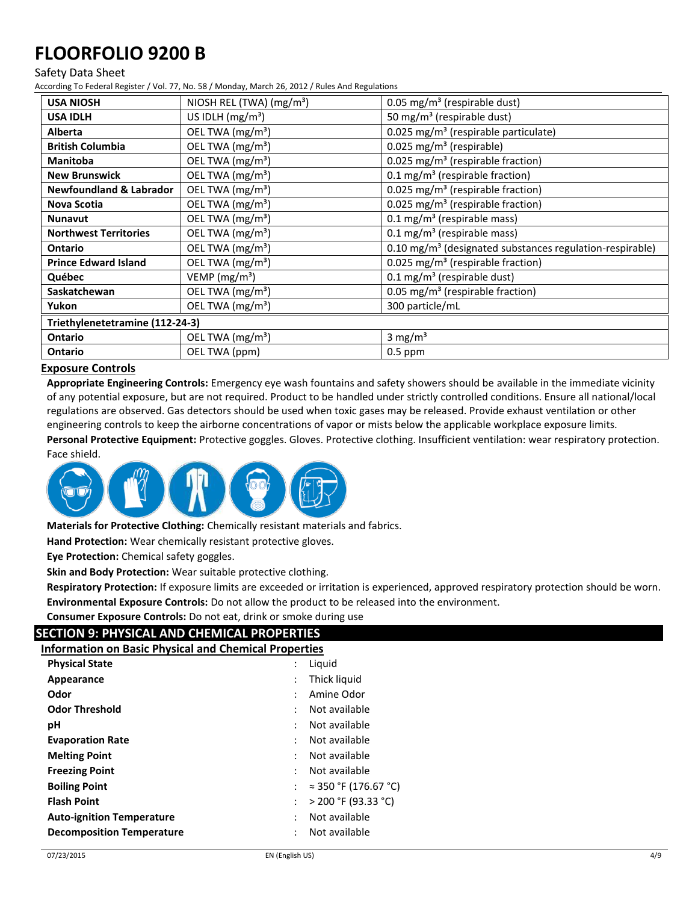| USA NIOSH | NIOSH REL (TWA) (mg/m³) | 0.05 mg/m³ (respirable dust) |
|---|---|---|
| USA IDLH | US IDLH (mg/m³) | 50 mg/m³ (respirable dust) |
| Alberta | OEL TWA (mg/m³) | 0.025 mg/m³ (respirable particulate) |
| British Columbia | OEL TWA (mg/m³) | 0.025 mg/m³ (respirable) |
| Manitoba | OEL TWA (mg/m³) | 0.025 mg/m³ (respirable fraction) |
| New Brunswick | OEL TWA (mg/m³) | 0.1 mg/m³ (respirable fraction) |
| Newfoundland & Labrador | OEL TWA (mg/m³) | 0.025 mg/m³ (respirable fraction) |
| Nova Scotia | OEL TWA (mg/m³) | 0.025 mg/m³ (respirable fraction) |
| Nunavut | OEL TWA (mg/m³) | 0.1 mg/m³ (respirable mass) |
| Northwest Territories | OEL TWA (mg/m³) | 0.1 mg/m³ (respirable mass) |
| Ontario | OEL TWA (mg/m³) | 0.10 mg/m³ (designated substances regulation-respirable) |
| Prince Edward Island | OEL TWA (mg/m³) | 0.025 mg/m³ (respirable fraction) |
| Québec | VEMP (mg/m³) | 0.1 mg/m³ (respirable dust) |
| Saskatchewan | OEL TWA (mg/m³) | 0.05 mg/m³ (respirable fraction) |
| Yukon | OEL TWA (mg/m³) | 300 particle/mL |
| **Triethylenetetramine (112-24-3)** | | |
| Ontario | OEL TWA (mg/m³) | 3 mg/m³ |
| Ontario | OEL TWA (ppm) | 0.5 ppm |

## Exposure Controls

**Appropriate Engineering Controls:** Emergency eye wash fountains and safety showers should be available in the immediate vicinity of any potential exposure, but are not required. Product to be handled under strictly controlled conditions. Ensure all national/local regulations are observed. Gas detectors should be used when toxic gases may be released. Provide exhaust ventilation or other engineering controls to keep the airborne concentrations of vapor or mists below the applicable workplace exposure limits.

**Personal Protective Equipment:** Protective goggles. Gloves. Protective clothing. Insufficient ventilation: wear respiratory protection. Face shield.

**Materials for Protective Clothing:** Chemically resistant materials and fabrics.

**Hand Protection:** Wear chemically resistant protective gloves.

**Eye Protection:** Chemical safety goggles.

**Skin and Body Protection:** Wear suitable protective clothing.

**Respiratory Protection:** If exposure limits are exceeded or irritation is experienced, approved respiratory protection should be worn.

**Environmental Exposure Controls:** Do not allow the product to be released into the environment.

**Consumer Exposure Controls:** Do not eat, drink or smoke during use

# SECTION 9: PHYSICAL AND CHEMICAL PROPERTIES

## Information on Basic Physical and Chemical Properties

| | | |
|---|---|---|
| **Physical State** | : | Liquid |
| **Appearance** | : | Thick liquid |
| **Odor** | : | Amine Odor |
| **Odor Threshold** | : | Not available |
| **pH** | : | Not available |
| **Evaporation Rate** | : | Not available |
| **Melting Point** | : | Not available |
| **Freezing Point** | : | Not available |
| **Boiling Point** | : | ≈ 350 °F (176.67 °C) |
| **Flash Point** | : | > 200 °F (93.33 °C) |
| **Auto-ignition Temperature** | : | Not available |
| **Decomposition Temperature** | : | Not available |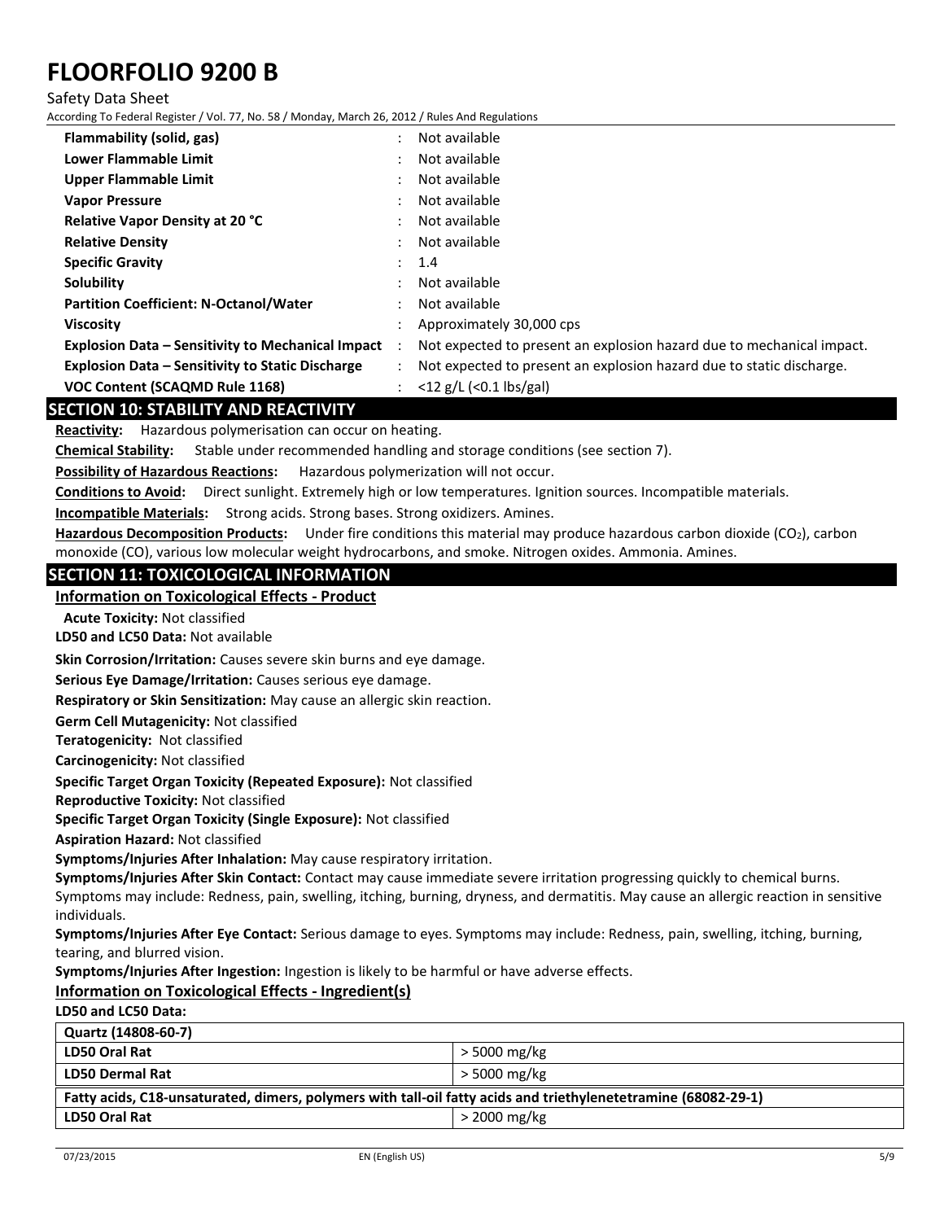| | | |
|---|---|---|
| **Flammability (solid, gas)** | : | Not available |
| **Lower Flammable Limit** | : | Not available |
| **Upper Flammable Limit** | : | Not available |
| **Vapor Pressure** | : | Not available |
| **Relative Vapor Density at 20 °C** | : | Not available |
| **Relative Density** | : | Not available |
| **Specific Gravity** | : | 1.4 |
| **Solubility** | : | Not available |
| **Partition Coefficient: N-Octanol/Water** | : | Not available |
| **Viscosity** | : | Approximately 30,000 cps |
| **Explosion Data – Sensitivity to Mechanical Impact** | : | Not expected to present an explosion hazard due to mechanical impact. |
| **Explosion Data – Sensitivity to Static Discharge** | : | Not expected to present an explosion hazard due to static discharge. |
| **VOC Content (SCAQMD Rule 1168)** | : | <12 g/L (<0.1 lbs/gal) |

## SECTION 10: STABILITY AND REACTIVITY

**Reactivity:** Hazardous polymerisation can occur on heating.

**Chemical Stability:** Stable under recommended handling and storage conditions (see section 7).

**Possibility of Hazardous Reactions:** Hazardous polymerization will not occur.

**Conditions to Avoid:** Direct sunlight. Extremely high or low temperatures. Ignition sources. Incompatible materials.

**Incompatible Materials:** Strong acids. Strong bases. Strong oxidizers. Amines.

**Hazardous Decomposition Products:** Under fire conditions this material may produce hazardous carbon dioxide ($CO_2$), carbon monoxide (CO), various low molecular weight hydrocarbons, and smoke. Nitrogen oxides. Ammonia. Amines.

## SECTION 11: TOXICOLOGICAL INFORMATION

### Information on Toxicological Effects - Product

**Acute Toxicity:** Not classified

**LD50 and LC50 Data:** Not available

**Skin Corrosion/Irritation:** Causes severe skin burns and eye damage.

**Serious Eye Damage/Irritation:** Causes serious eye damage.

**Respiratory or Skin Sensitization:** May cause an allergic skin reaction.

**Germ Cell Mutagenicity:** Not classified

**Teratogenicity:** Not classified

**Carcinogenicity:** Not classified

**Specific Target Organ Toxicity (Repeated Exposure):** Not classified

**Reproductive Toxicity:** Not classified

**Specific Target Organ Toxicity (Single Exposure):** Not classified

**Aspiration Hazard:** Not classified

**Symptoms/Injuries After Inhalation:** May cause respiratory irritation.

**Symptoms/Injuries After Skin Contact:** Contact may cause immediate severe irritation progressing quickly to chemical burns. Symptoms may include: Redness, pain, swelling, itching, burning, dryness, and dermatitis. May cause an allergic reaction in sensitive individuals.

**Symptoms/Injuries After Eye Contact:** Serious damage to eyes. Symptoms may include: Redness, pain, swelling, itching, burning, tearing, and blurred vision.

**Symptoms/Injuries After Ingestion:** Ingestion is likely to be harmful or have adverse effects.

### Information on Toxicological Effects - Ingredient(s)

**LD50 and LC50 Data:**

| Quartz (14808-60-7) | |
|---|---|
| **LD50 Oral Rat** | > 5000 mg/kg |
| **LD50 Dermal Rat** | > 5000 mg/kg |
| **Fatty acids, C18-unsaturated, dimers, polymers with tall-oil fatty acids and triethylenetetramine (68082-29-1)** | |
| **LD50 Oral Rat** | > 2000 mg/kg |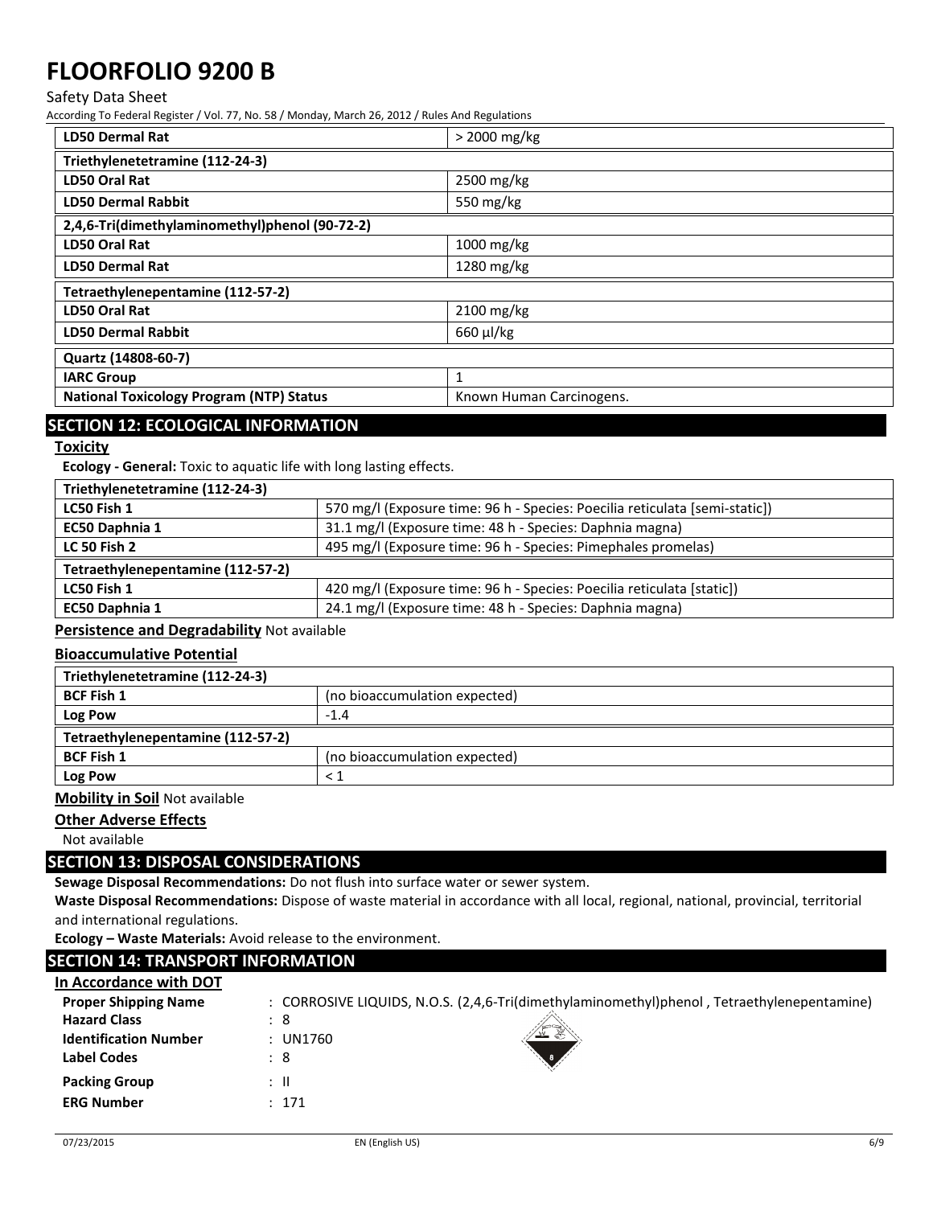| LD50 Dermal Rat | > 2000 mg/kg |
|---|---|
| **Triethylenetetramine (112-24-3)** | |
| LD50 Oral Rat | 2500 mg/kg |
| LD50 Dermal Rabbit | 550 mg/kg |
| **2,4,6-Tri(dimethylaminomethyl)phenol (90-72-2)** | |
| LD50 Oral Rat | 1000 mg/kg |
| LD50 Dermal Rat | 1280 mg/kg |
| **Tetraethylenepentamine (112-57-2)** | |
| LD50 Oral Rat | 2100 mg/kg |
| LD50 Dermal Rabbit | 660 µl/kg |
| **Quartz (14808-60-7)** | |
| IARC Group | 1 |
| National Toxicology Program (NTP) Status | Known Human Carcinogens. |

## SECTION 12: ECOLOGICAL INFORMATION

**Toxicity**

**Ecology - General:** Toxic to aquatic life with long lasting effects.

| Triethylenetetramine (112-24-3) | |
|---|---|
| LC50 Fish 1 | 570 mg/l (Exposure time: 96 h - Species: Poecilia reticulata [semi-static]) |
| EC50 Daphnia 1 | 31.1 mg/l (Exposure time: 48 h - Species: Daphnia magna) |
| LC 50 Fish 2 | 495 mg/l (Exposure time: 96 h - Species: Pimephales promelas) |
| **Tetraethylenepentamine (112-57-2)** | |
| LC50 Fish 1 | 420 mg/l (Exposure time: 96 h - Species: Poecilia reticulata [static]) |
| EC50 Daphnia 1 | 24.1 mg/l (Exposure time: 48 h - Species: Daphnia magna) |

**Persistence and Degradability** Not available

**Bioaccumulative Potential**

| Triethylenetetramine (112-24-3) | |
|---|---|
| BCF Fish 1 | (no bioaccumulation expected) |
| Log Pow | -1.4 |
| **Tetraethylenepentamine (112-57-2)** | |
| BCF Fish 1 | (no bioaccumulation expected) |
| Log Pow | < 1 |

**Mobility in Soil** Not available

**Other Adverse Effects**

Not available

## SECTION 13: DISPOSAL CONSIDERATIONS

**Sewage Disposal Recommendations:** Do not flush into surface water or sewer system.

**Waste Disposal Recommendations:** Dispose of waste material in accordance with all local, regional, national, provincial, territorial and international regulations.

**Ecology – Waste Materials:** Avoid release to the environment.

## SECTION 14: TRANSPORT INFORMATION

**In Accordance with DOT**

**Proper Shipping Name** : CORROSIVE LIQUIDS, N.O.S. (2,4,6-Tri(dimethylaminomethyl)phenol , Tetraethylenepentamine)

**Hazard Class** : 8

**Identification Number** : UN1760

**Label Codes** : 8

**Packing Group** : II

**ERG Number** : 171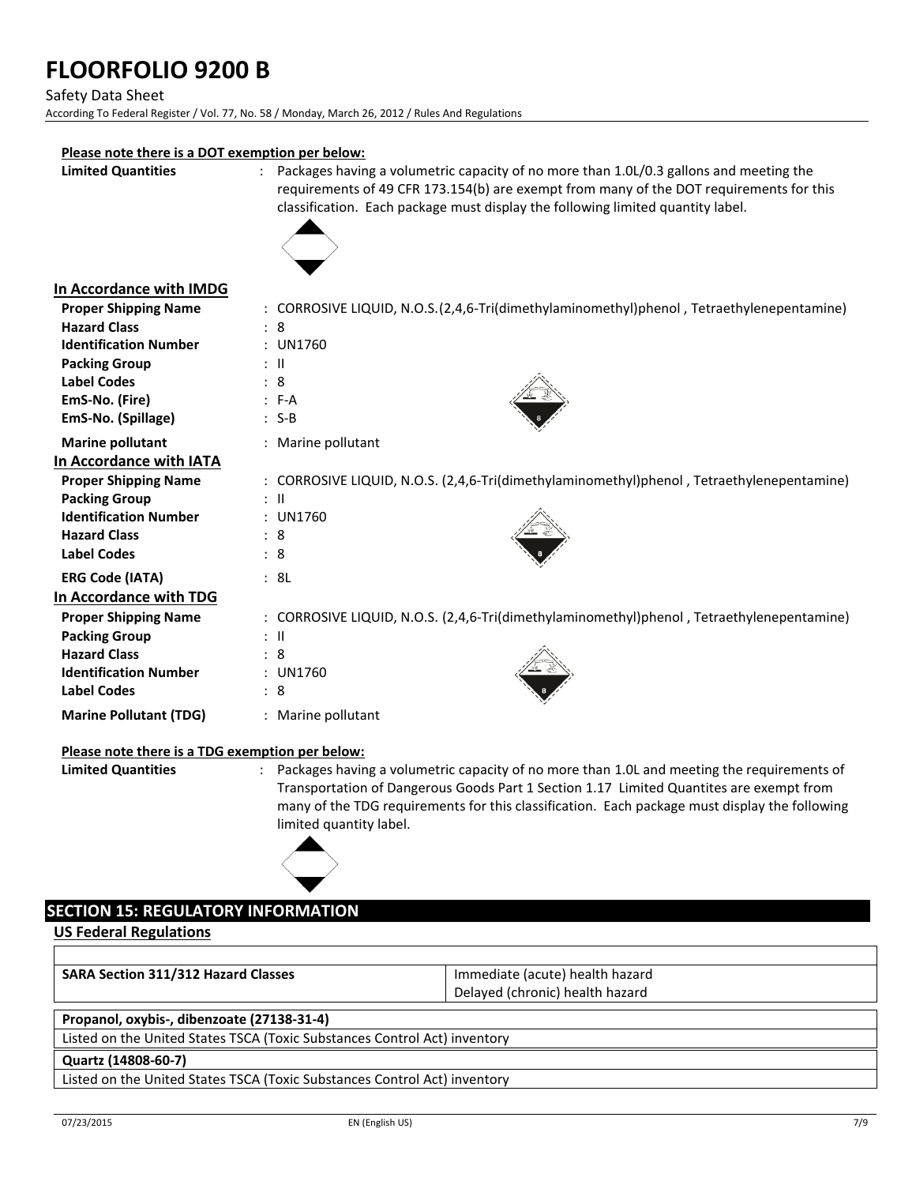**Please note there is a DOT exemption per below:**

**Limited Quantities** : Packages having a volumetric capacity of no more than 1.0L/0.3 gallons and meeting the requirements of 49 CFR 173.154(b) are exempt from many of the DOT requirements for this classification. Each package must display the following limited quantity label.

**In Accordance with IMDG**

**Proper Shipping Name** : CORROSIVE LIQUID, N.O.S.(2,4,6-Tri(dimethylaminomethyl)phenol , Tetraethylenepentamine)
**Hazard Class** : 8
**Identification Number** : UN1760
**Packing Group** : II
**Label Codes** : 8
**EmS-No. (Fire)** : F-A
**EmS-No. (Spillage)** : S-B
**Marine pollutant** : Marine pollutant

**In Accordance with IATA**

**Proper Shipping Name** : CORROSIVE LIQUID, N.O.S. (2,4,6-Tri(dimethylaminomethyl)phenol , Tetraethylenepentamine)
**Packing Group** : II
**Identification Number** : UN1760
**Hazard Class** : 8
**Label Codes** : 8
**ERG Code (IATA)** : 8L

**In Accordance with TDG**

**Proper Shipping Name** : CORROSIVE LIQUID, N.O.S. (2,4,6-Tri(dimethylaminomethyl)phenol , Tetraethylenepentamine)
**Packing Group** : II
**Hazard Class** : 8
**Identification Number** : UN1760
**Label Codes** : 8
**Marine Pollutant (TDG)** : Marine pollutant

**Please note there is a TDG exemption per below:**

**Limited Quantities** : Packages having a volumetric capacity of no more than 1.0L and meeting the requirements of Transportation of Dangerous Goods Part 1 Section 1.17 Limited Quantites are exempt from many of the TDG requirements for this classification. Each package must display the following limited quantity label.

## SECTION 15: REGULATORY INFORMATION

### US Federal Regulations

| | |
|---|---|
| **SARA Section 311/312 Hazard Classes** | Immediate (acute) health hazard<br>Delayed (chronic) health hazard |

| **Propanol, oxybis-, dibenzoate (27138-31-4)** |
|---|
| Listed on the United States TSCA (Toxic Substances Control Act) inventory |
| **Quartz (14808-60-7)** |
| Listed on the United States TSCA (Toxic Substances Control Act) inventory |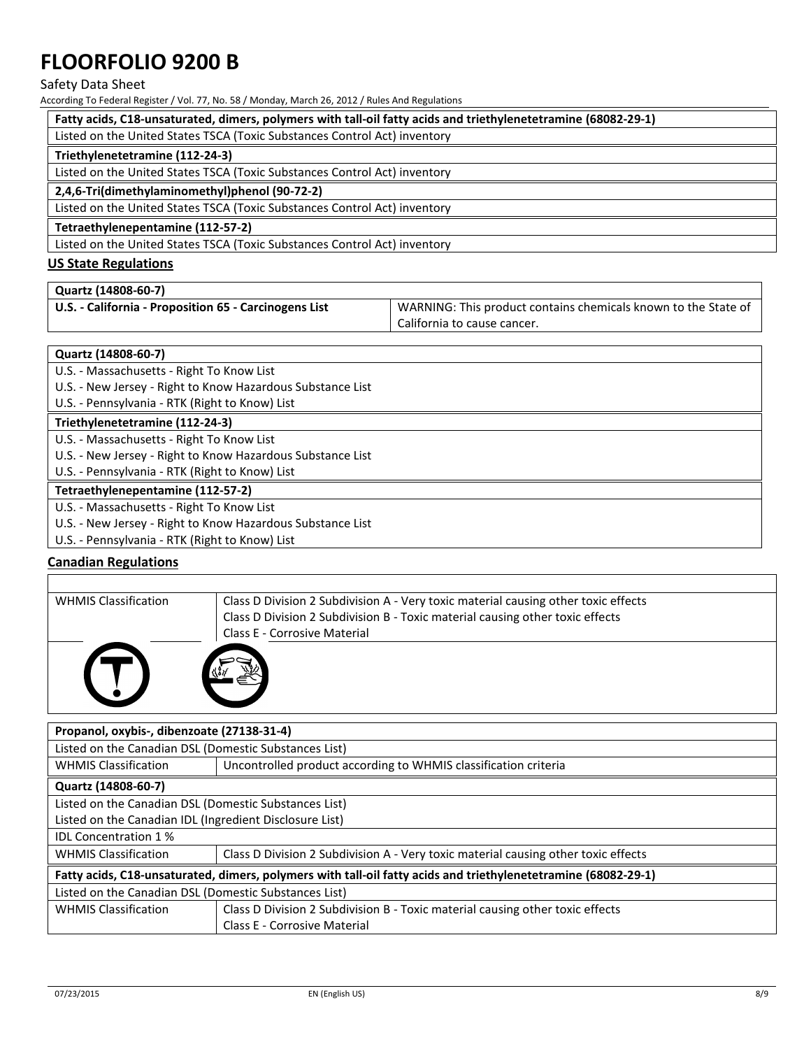| Fatty acids, C18-unsaturated, dimers, polymers with tall-oil fatty acids and triethylenetetramine (68082-29-1) |
|---|
| Listed on the United States TSCA (Toxic Substances Control Act) inventory |

| Triethylenetetramine (112-24-3) |
|---|
| Listed on the United States TSCA (Toxic Substances Control Act) inventory |

| 2,4,6-Tri(dimethylaminomethyl)phenol (90-72-2) |
|---|
| Listed on the United States TSCA (Toxic Substances Control Act) inventory |

| Tetraethylenepentamine (112-57-2) |
|---|
| Listed on the United States TSCA (Toxic Substances Control Act) inventory |

## US State Regulations

| Quartz (14808-60-7) | |
|---|---|
| **U.S. - California - Proposition 65 - Carcinogens List** | WARNING: This product contains chemicals known to the State of California to cause cancer. |

| Quartz (14808-60-7) |
|---|
| U.S. - Massachusetts - Right To Know List |
| U.S. - New Jersey - Right to Know Hazardous Substance List |
| U.S. - Pennsylvania - RTK (Right to Know) List |

| Triethylenetetramine (112-24-3) |
|---|
| U.S. - Massachusetts - Right To Know List |
| U.S. - New Jersey - Right to Know Hazardous Substance List |
| U.S. - Pennsylvania - RTK (Right to Know) List |

| Tetraethylenepentamine (112-57-2) |
|---|
| U.S. - Massachusetts - Right To Know List |
| U.S. - New Jersey - Right to Know Hazardous Substance List |
| U.S. - Pennsylvania - RTK (Right to Know) List |

## Canadian Regulations

| | |
|---|---|
| WHMIS Classification | Class D Division 2 Subdivision A - Very toxic material causing other toxic effects<br>Class D Division 2 Subdivision B - Toxic material causing other toxic effects<br>Class E - Corrosive Material |

| Propanol, oxybis-, dibenzoate (27138-31-4) | |
|---|---|
| Listed on the Canadian DSL (Domestic Substances List) | |
| WHMIS Classification | Uncontrolled product according to WHMIS classification criteria |

| Quartz (14808-60-7) | |
|---|---|
| Listed on the Canadian DSL (Domestic Substances List) | |
| Listed on the Canadian IDL (Ingredient Disclosure List) | |
| IDL Concentration 1 % | |
| WHMIS Classification | Class D Division 2 Subdivision A - Very toxic material causing other toxic effects |

| Fatty acids, C18-unsaturated, dimers, polymers with tall-oil fatty acids and triethylenetetramine (68082-29-1) | |
|---|---|
| Listed on the Canadian DSL (Domestic Substances List) | |
| WHMIS Classification | Class D Division 2 Subdivision B - Toxic material causing other toxic effects<br>Class E - Corrosive Material |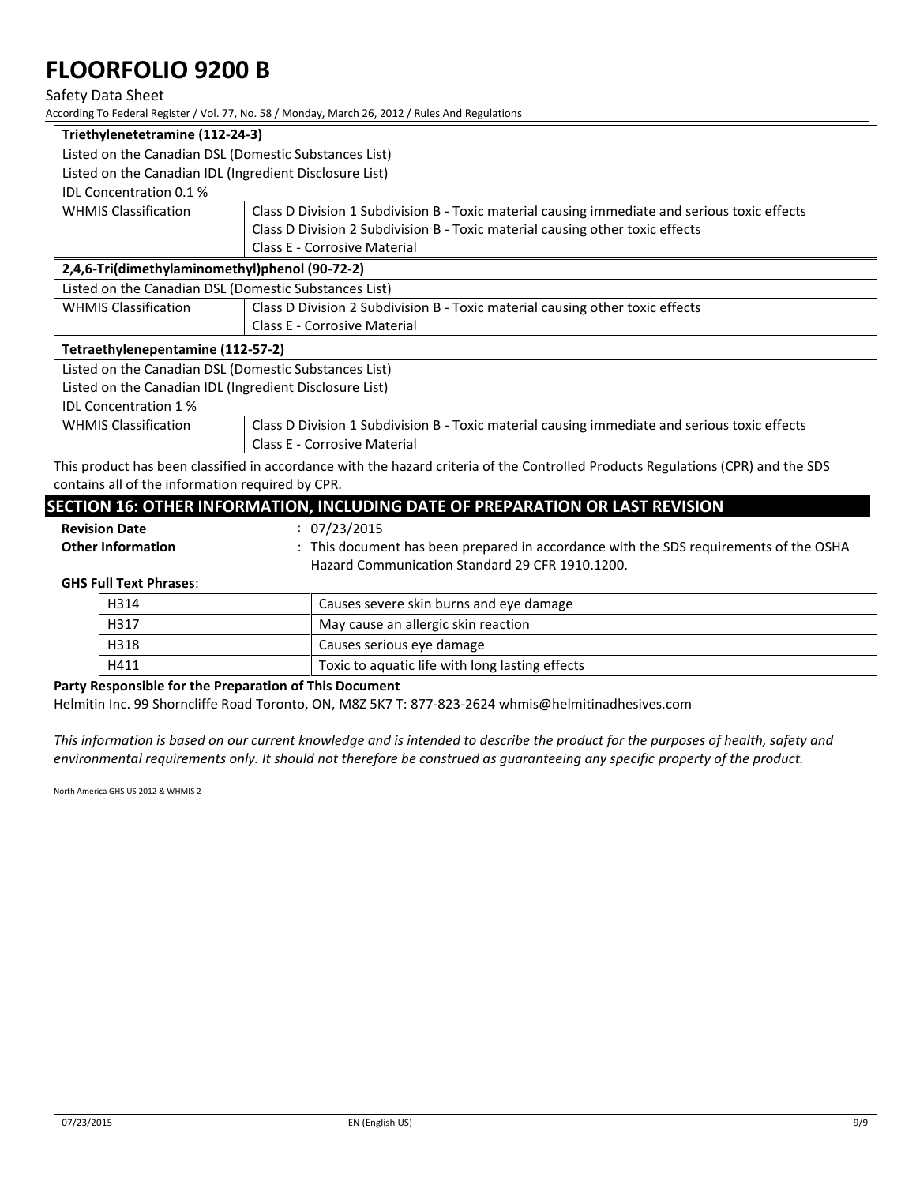| Triethylenetetramine (112-24-3) | |
|---|---|
| Listed on the Canadian DSL (Domestic Substances List) | |
| Listed on the Canadian IDL (Ingredient Disclosure List) | |
| IDL Concentration 0.1 % | |
| WHMIS Classification | Class D Division 1 Subdivision B - Toxic material causing immediate and serious toxic effects<br>Class D Division 2 Subdivision B - Toxic material causing other toxic effects<br>Class E - Corrosive Material |

| 2,4,6-Tri(dimethylaminomethyl)phenol (90-72-2) | |
|---|---|
| Listed on the Canadian DSL (Domestic Substances List) | |
| WHMIS Classification | Class D Division 2 Subdivision B - Toxic material causing other toxic effects<br>Class E - Corrosive Material |

| Tetraethylenepentamine (112-57-2) | |
|---|---|
| Listed on the Canadian DSL (Domestic Substances List) | |
| Listed on the Canadian IDL (Ingredient Disclosure List) | |
| IDL Concentration 1 % | |
| WHMIS Classification | Class D Division 1 Subdivision B - Toxic material causing immediate and serious toxic effects<br>Class E - Corrosive Material |

This product has been classified in accordance with the hazard criteria of the Controlled Products Regulations (CPR) and the SDS contains all of the information required by CPR.

## SECTION 16: OTHER INFORMATION, INCLUDING DATE OF PREPARATION OR LAST REVISION

**Revision Date** : 07/23/2015

**Other Information** : This document has been prepared in accordance with the SDS requirements of the OSHA Hazard Communication Standard 29 CFR 1910.1200.

**GHS Full Text Phrases**:

| | |
|---|---|
| H314 | Causes severe skin burns and eye damage |
| H317 | May cause an allergic skin reaction |
| H318 | Causes serious eye damage |
| H411 | Toxic to aquatic life with long lasting effects |

**Party Responsible for the Preparation of This Document**

Helmitin Inc. 99 Shorncliffe Road Toronto, ON, M8Z 5K7 T: 877-823-2624 whmis@helmitinadhesives.com

*This information is based on our current knowledge and is intended to describe the product for the purposes of health, safety and environmental requirements only. It should not therefore be construed as guaranteeing any specific property of the product.*

North America GHS US 2012 & WHMIS 2